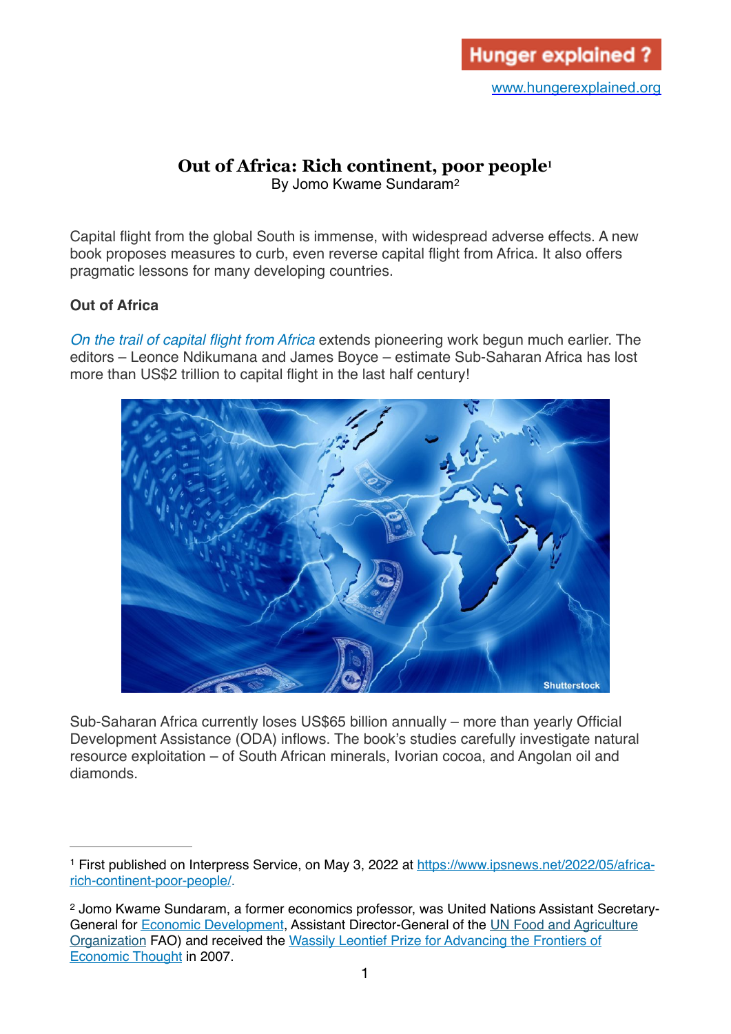# Out of Africa: Rich continent, poor people[1]

By Jomo Kwame Sundaram[2]

Capital flight from the global South is immense, with widespread adverse effects. A new book proposes measures to curb, even reverse capital flight from Africa. It also offers pragmatic lessons for many developing countries.

## Out of Africa

*On the trail of capital flight from Africa* extends pioneering work begun much earlier. The editors – Leonce Ndikumana and James Boyce – estimate Sub-Saharan Africa has lost more than US$2 trillion to capital flight in the last half century!

Sub-Saharan Africa currently loses US$65 billion annually – more than yearly Official Development Assistance (ODA) inflows. The book's studies carefully investigate natural resource exploitation – of South African minerals, Ivorian cocoa, and Angolan oil and diamonds.

---

[1] First published on Interpress Service, on May 3, 2022 at https://www.ipsnews.net/2022/05/africa-rich-continent-poor-people/.

[2] Jomo Kwame Sundaram, a former economics professor, was United Nations Assistant Secretary-General for Economic Development, Assistant Director-General of the UN Food and Agriculture Organization FAO) and received the Wassily Leontief Prize for Advancing the Frontiers of Economic Thought in 2007.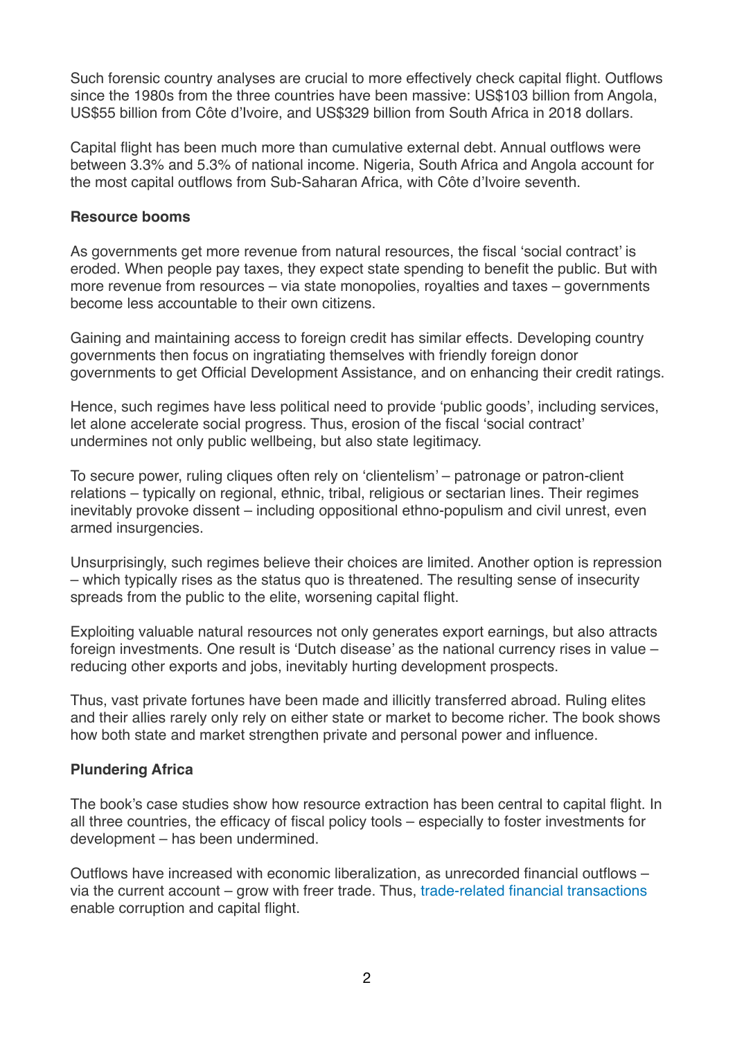Such forensic country analyses are crucial to more effectively check capital flight. Outflows since the 1980s from the three countries have been massive: US$103 billion from Angola, US$55 billion from Côte d'Ivoire, and US$329 billion from South Africa in 2018 dollars.

Capital flight has been much more than cumulative external debt. Annual outflows were between 3.3% and 5.3% of national income. Nigeria, South Africa and Angola account for the most capital outflows from Sub-Saharan Africa, with Côte d'Ivoire seventh.

**Resource booms**

As governments get more revenue from natural resources, the fiscal 'social contract' is eroded. When people pay taxes, they expect state spending to benefit the public. But with more revenue from resources – via state monopolies, royalties and taxes – governments become less accountable to their own citizens.

Gaining and maintaining access to foreign credit has similar effects. Developing country governments then focus on ingratiating themselves with friendly foreign donor governments to get Official Development Assistance, and on enhancing their credit ratings.

Hence, such regimes have less political need to provide 'public goods', including services, let alone accelerate social progress. Thus, erosion of the fiscal 'social contract' undermines not only public wellbeing, but also state legitimacy.

To secure power, ruling cliques often rely on 'clientelism' – patronage or patron-client relations – typically on regional, ethnic, tribal, religious or sectarian lines. Their regimes inevitably provoke dissent – including oppositional ethno-populism and civil unrest, even armed insurgencies.

Unsurprisingly, such regimes believe their choices are limited. Another option is repression – which typically rises as the status quo is threatened. The resulting sense of insecurity spreads from the public to the elite, worsening capital flight.

Exploiting valuable natural resources not only generates export earnings, but also attracts foreign investments. One result is 'Dutch disease' as the national currency rises in value – reducing other exports and jobs, inevitably hurting development prospects.

Thus, vast private fortunes have been made and illicitly transferred abroad. Ruling elites and their allies rarely only rely on either state or market to become richer. The book shows how both state and market strengthen private and personal power and influence.

**Plundering Africa**

The book's case studies show how resource extraction has been central to capital flight. In all three countries, the efficacy of fiscal policy tools – especially to foster investments for development – has been undermined.

Outflows have increased with economic liberalization, as unrecorded financial outflows – via the current account – grow with freer trade. Thus, trade-related financial transactions enable corruption and capital flight.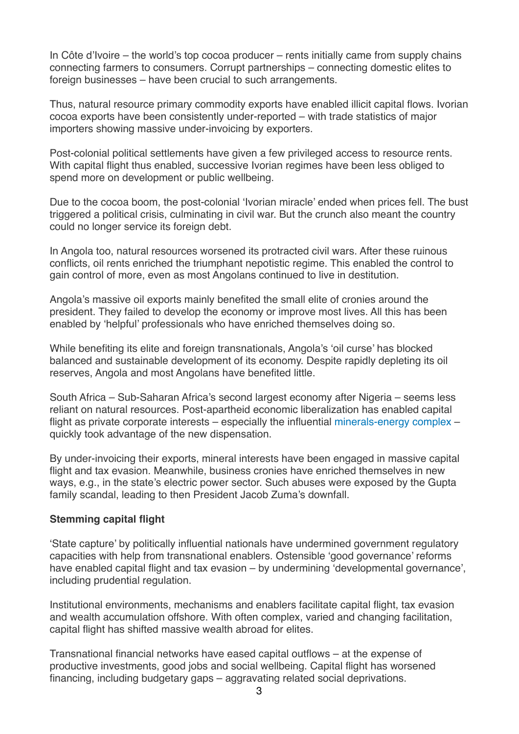In Côte d'Ivoire – the world's top cocoa producer – rents initially came from supply chains connecting farmers to consumers. Corrupt partnerships – connecting domestic elites to foreign businesses – have been crucial to such arrangements.

Thus, natural resource primary commodity exports have enabled illicit capital flows. Ivorian cocoa exports have been consistently under-reported – with trade statistics of major importers showing massive under-invoicing by exporters.

Post-colonial political settlements have given a few privileged access to resource rents. With capital flight thus enabled, successive Ivorian regimes have been less obliged to spend more on development or public wellbeing.

Due to the cocoa boom, the post-colonial 'Ivorian miracle' ended when prices fell. The bust triggered a political crisis, culminating in civil war. But the crunch also meant the country could no longer service its foreign debt.

In Angola too, natural resources worsened its protracted civil wars. After these ruinous conflicts, oil rents enriched the triumphant nepotistic regime. This enabled the control to gain control of more, even as most Angolans continued to live in destitution.

Angola's massive oil exports mainly benefited the small elite of cronies around the president. They failed to develop the economy or improve most lives. All this has been enabled by 'helpful' professionals who have enriched themselves doing so.

While benefiting its elite and foreign transnationals, Angola's 'oil curse' has blocked balanced and sustainable development of its economy. Despite rapidly depleting its oil reserves, Angola and most Angolans have benefited little.

South Africa – Sub-Saharan Africa's second largest economy after Nigeria – seems less reliant on natural resources. Post-apartheid economic liberalization has enabled capital flight as private corporate interests – especially the influential minerals-energy complex – quickly took advantage of the new dispensation.

By under-invoicing their exports, mineral interests have been engaged in massive capital flight and tax evasion. Meanwhile, business cronies have enriched themselves in new ways, e.g., in the state's electric power sector. Such abuses were exposed by the Gupta family scandal, leading to then President Jacob Zuma's downfall.

**Stemming capital flight**

'State capture' by politically influential nationals have undermined government regulatory capacities with help from transnational enablers. Ostensible 'good governance' reforms have enabled capital flight and tax evasion – by undermining 'developmental governance', including prudential regulation.

Institutional environments, mechanisms and enablers facilitate capital flight, tax evasion and wealth accumulation offshore. With often complex, varied and changing facilitation, capital flight has shifted massive wealth abroad for elites.

Transnational financial networks have eased capital outflows – at the expense of productive investments, good jobs and social wellbeing. Capital flight has worsened financing, including budgetary gaps – aggravating related social deprivations.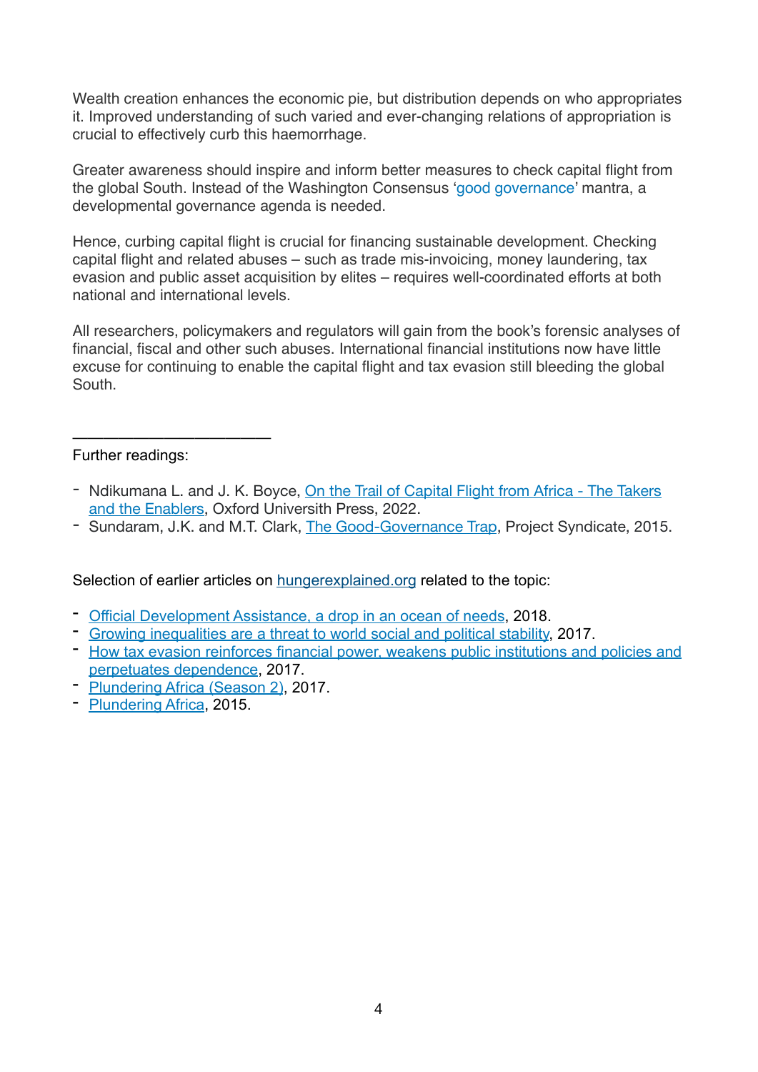Wealth creation enhances the economic pie, but distribution depends on who appropriates it. Improved understanding of such varied and ever-changing relations of appropriation is crucial to effectively curb this haemorrhage.

Greater awareness should inspire and inform better measures to check capital flight from the global South. Instead of the Washington Consensus 'good governance' mantra, a developmental governance agenda is needed.

Hence, curbing capital flight is crucial for financing sustainable development. Checking capital flight and related abuses – such as trade mis-invoicing, money laundering, tax evasion and public asset acquisition by elites – requires well-coordinated efforts at both national and international levels.

All researchers, policymakers and regulators will gain from the book's forensic analyses of financial, fiscal and other such abuses. International financial institutions now have little excuse for continuing to enable the capital flight and tax evasion still bleeding the global South.

———————————————

Further readings:

- Ndikumana L. and J. K. Boyce, On the Trail of Capital Flight from Africa - The Takers and the Enablers, Oxford Universith Press, 2022.
- Sundaram, J.K. and M.T. Clark, The Good-Governance Trap, Project Syndicate, 2015.

Selection of earlier articles on hungerexplained.org related to the topic:

- Official Development Assistance, a drop in an ocean of needs, 2018.
- Growing inequalities are a threat to world social and political stability, 2017.
- How tax evasion reinforces financial power, weakens public institutions and policies and perpetuates dependence, 2017.
- Plundering Africa (Season 2), 2017.
- Plundering Africa, 2015.